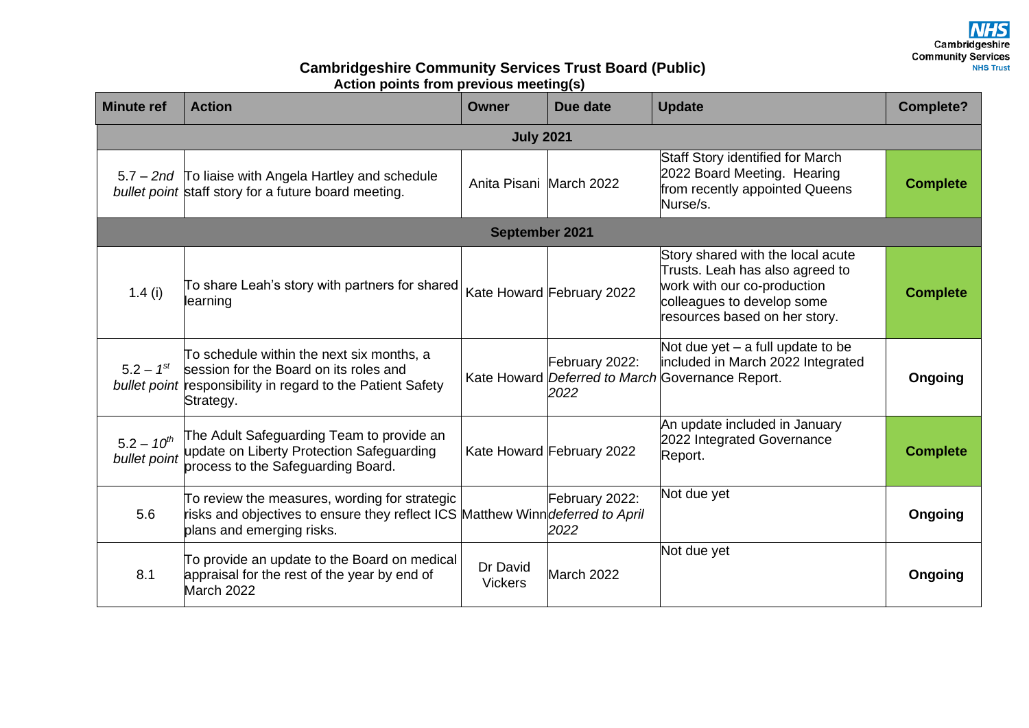# Cambridgeshire Community Services Trust Board (Public)

## Action points from previous meeting(s)

| Minute ref | Action | Owner | Due date | Update | Complete? |
|---|---|---|---|---|---|
| **July 2021** | | | | | |
| 5.7 – *2nd bullet point* | To liaise with Angela Hartley and schedule staff story for a future board meeting. | Anita Pisani | March 2022 | Staff Story identified for March 2022 Board Meeting. Hearing from recently appointed Queens Nurse/s. | **Complete** |
| **September 2021** | | | | | |
| 1.4 (i) | To share Leah's story with partners for shared learning | Kate Howard | February 2022 | Story shared with the local acute Trusts. Leah has also agreed to work with our co-production colleagues to develop some resources based on her story. | **Complete** |
| 5.2 – $1^{st}$ *bullet point* | To schedule within the next six months, a session for the Board on its roles and responsibility in regard to the Patient Safety Strategy. | Kate Howard | February 2022: *Deferred to March 2022* | Not due yet – a full update to be included in March 2022 Integrated Governance Report. | **Ongoing** |
| 5.2 – $10^{th}$ *bullet point* | The Adult Safeguarding Team to provide an update on Liberty Protection Safeguarding process to the Safeguarding Board. | Kate Howard | February 2022 | An update included in January 2022 Integrated Governance Report. | **Complete** |
| 5.6 | To review the measures, wording for strategic risks and objectives to ensure they reflect ICS plans and emerging risks. | Matthew Winn | February 2022: *deferred to April 2022* | Not due yet | **Ongoing** |
| 8.1 | To provide an update to the Board on medical appraisal for the rest of the year by end of March 2022 | Dr David Vickers | March 2022 | Not due yet | **Ongoing** |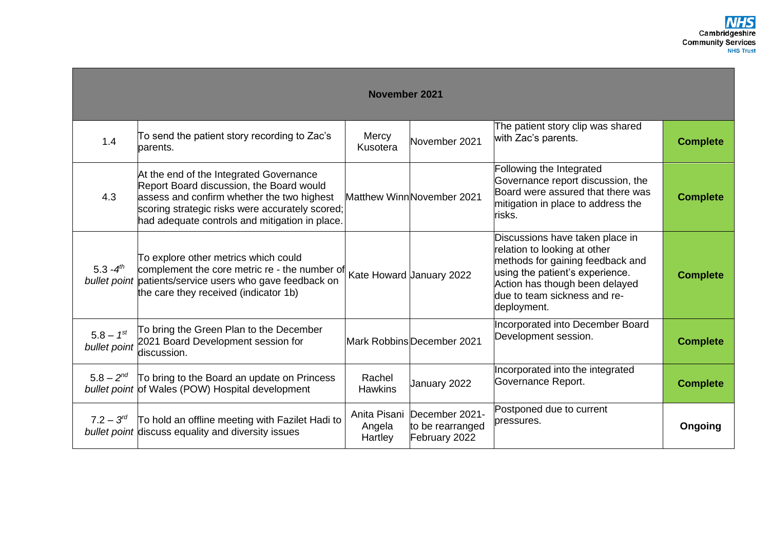| November 2021 | | | | | |
|---|---|---|---|---|---|
| 1.4 | To send the patient story recording to Zac's parents. | Mercy Kusotera | November 2021 | The patient story clip was shared with Zac's parents. | **Complete** |
| 4.3 | At the end of the Integrated Governance Report Board discussion, the Board would assess and confirm whether the two highest scoring strategic risks were accurately scored; had adequate controls and mitigation in place. | Matthew Winn | November 2021 | Following the Integrated Governance report discussion, the Board were assured that there was mitigation in place to address the risks. | **Complete** |
| 5.3 - 4th *bullet point* | To explore other metrics which could complement the core metric re - the number of patients/service users who gave feedback on the care they received (indicator 1b) | Kate Howard | January 2022 | Discussions have taken place in relation to looking at other methods for gaining feedback and using the patient's experience. Action has though been delayed due to team sickness and re-deployment. | **Complete** |
| 5.8 – 1st *bullet point* | To bring the Green Plan to the December 2021 Board Development session for discussion. | Mark Robbins | December 2021 | Incorporated into December Board Development session. | **Complete** |
| 5.8 – 2nd *bullet point* | To bring to the Board an update on Princess of Wales (POW) Hospital development | Rachel Hawkins | January 2022 | Incorporated into the integrated Governance Report. | **Complete** |
| 7.2 – 3rd *bullet point* | To hold an offline meeting with Fazilet Hadi to discuss equality and diversity issues | Anita Pisani Angela Hartley | December 2021- to be rearranged February 2022 | Postponed due to current pressures. | **Ongoing** |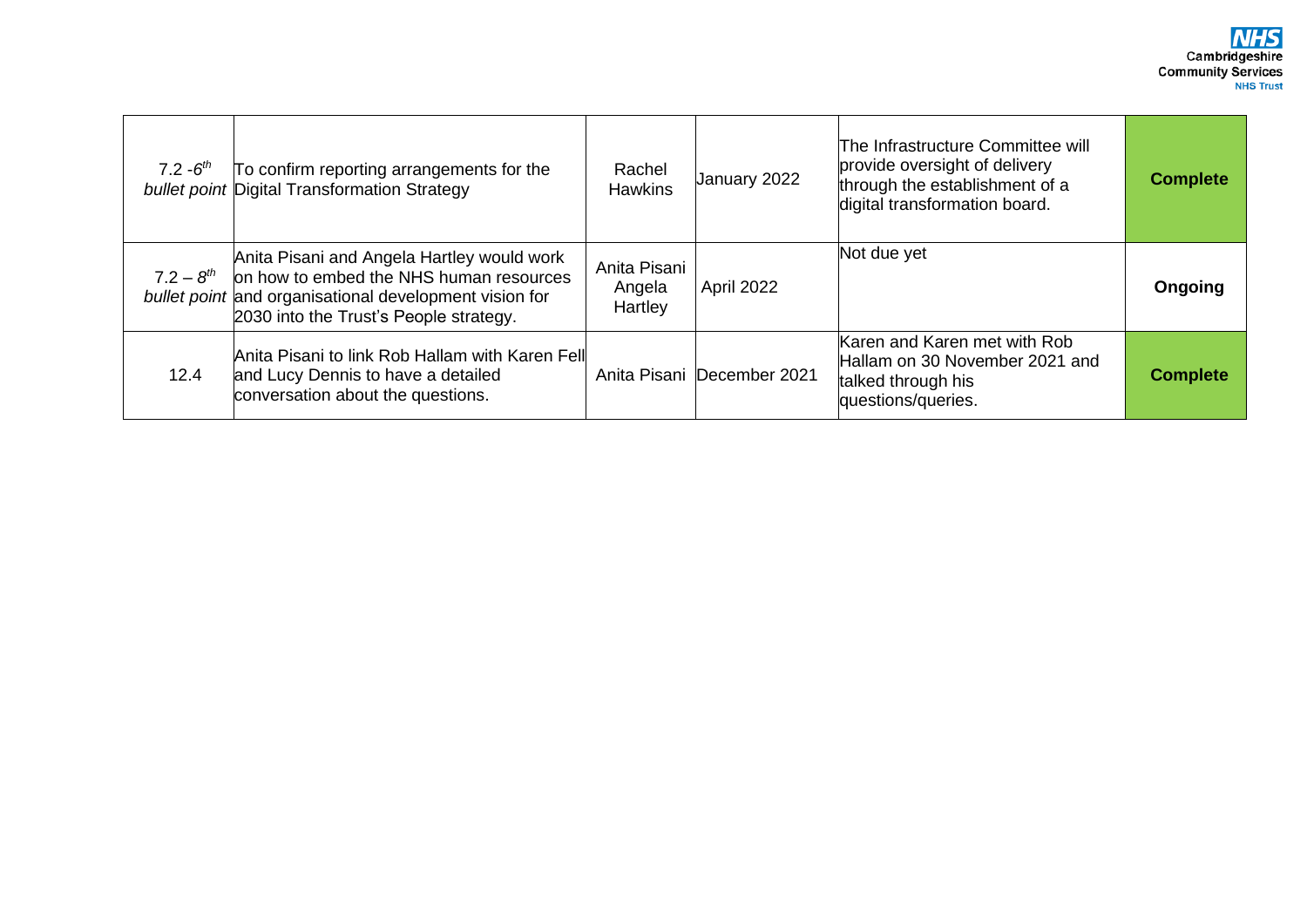| | | | | | |
|---|---|---|---|---|---|
| 7.2 -6th *bullet point* | To confirm reporting arrangements for the Digital Transformation Strategy | Rachel Hawkins | January 2022 | The Infrastructure Committee will provide oversight of delivery through the establishment of a digital transformation board. | **Complete** |
| 7.2 – 8th *bullet point* | Anita Pisani and Angela Hartley would work on how to embed the NHS human resources and organisational development vision for 2030 into the Trust's People strategy. | Anita Pisani Angela Hartley | April 2022 | Not due yet | **Ongoing** |
| 12.4 | Anita Pisani to link Rob Hallam with Karen Fell and Lucy Dennis to have a detailed conversation about the questions. | Anita Pisani | December 2021 | Karen and Karen met with Rob Hallam on 30 November 2021 and talked through his questions/queries. | **Complete** |